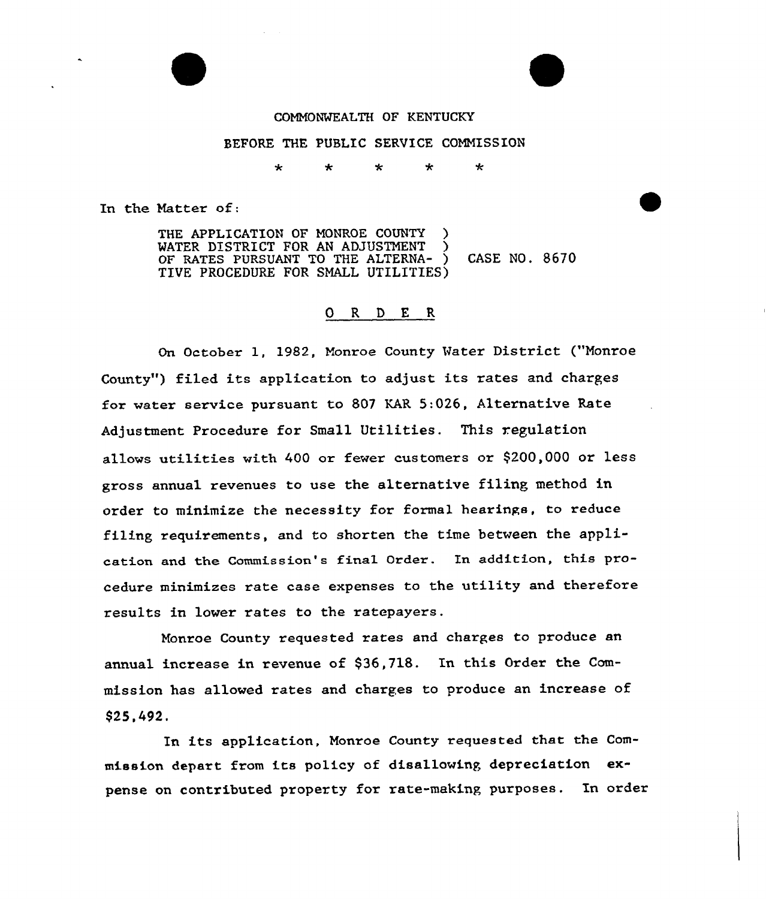COMMONWEALTH OF KENTUCKY

BEFORE THE PUBLIC SERVICE COMMISSION

\* \* \* \* \*

In the Matter of:

THE APPLICATION OF MONROE COUNTY WATER DISTRICT FOR AN ADJUSTMENT OF RATES PURSUANT TO THE ALTERNATIVE PROCEDURE FOR SMALL UTILITIES ) CASE NO. 8670

## O R D E R

On October 1, 1982, Monroe County Water District ("Monroe County") filed its application to adjust its rates and charges for water service pursuant to 807 KAR 5:026, Alternative Rate Adjustment Procedure for Small Utilities. This regulation allows utilities with 400 or fewer customers or $200,000 or less gross annual revenues to use the alternative filing method in order to minimize the necessity for formal hearings, to reduce filing requirements, and to shorten the time between the application and the Commission's final Order. In addition, this procedure minimizes rate case expenses to the utility and therefore results in lower rates to the ratepayers.

Monroe County requested rates and charges to produce an annual increase in revenue of $36,718. In this Order the Commission has allowed rates and charges to produce an increase of $25,492.

In its application, Monroe County requested that the Commission depart from its policy of disallowing depreciation expense on contributed property for rate-making purposes. In order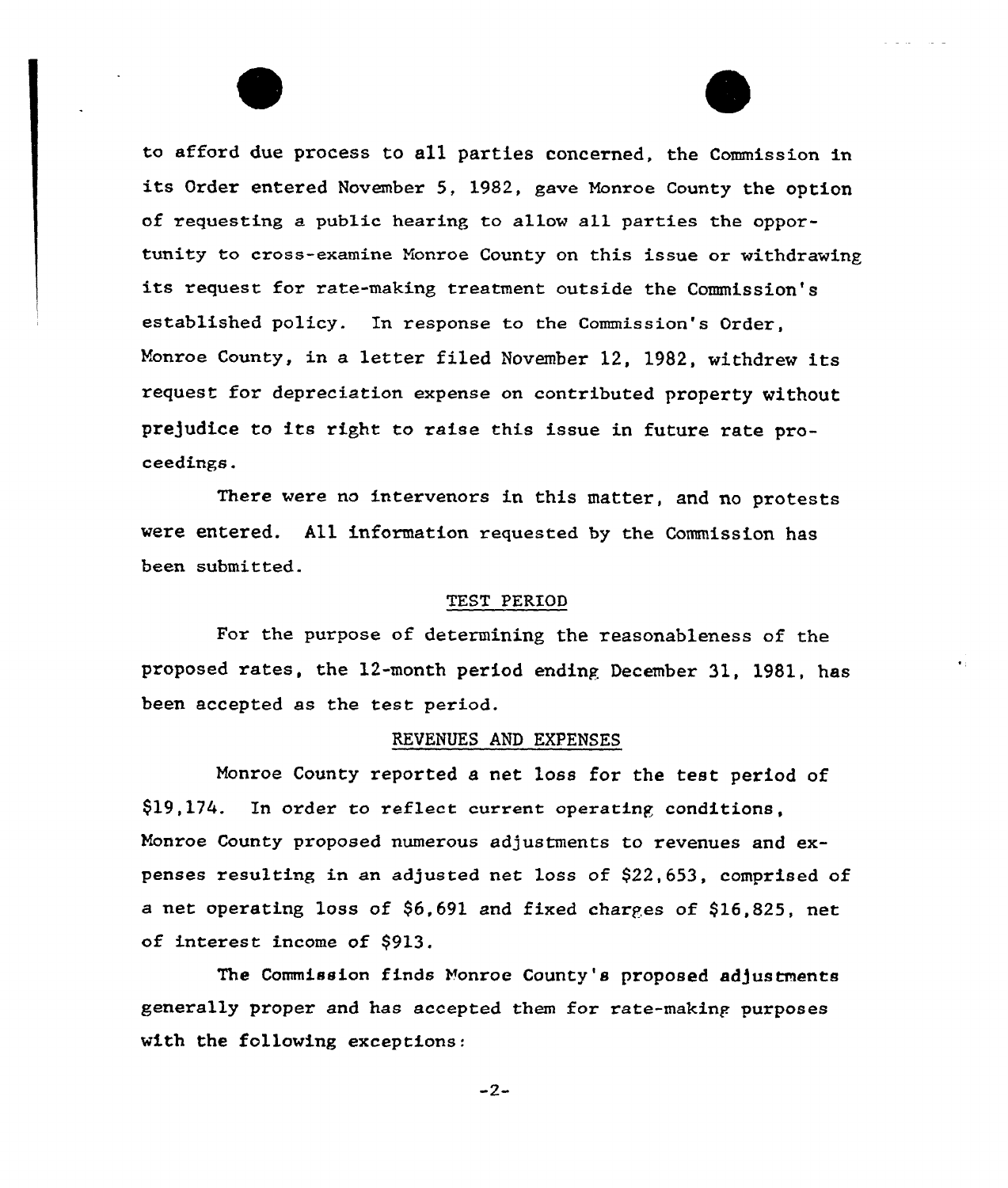to afford due process to all parties concerned, the Commission in its Order entered November 5, 1982, gave Monroe County the option of requesting a public hearing to allow all parties the opportunity to cross-examine Monroe County on this issue or withdrawing its request for rate-making treatment outside the Commission's established policy. In response to the Commission's Order, Monroe County, in a letter filed November 12, 1982, withdrew its request for depreciation expense on contributed property without prejudice to its right to raise this issue in future rate proceedings.

There were no intervenors in this matter, and no protests were entered. All information requested by the Commission has been submitted.

## TEST PERIOD

For the purpose of determining the reasonableness of the proposed rates, the 12-month period ending December 31, 1981, has been accepted as the test period.

## REVENUES AND EXPENSES

Monroe County reported a net loss for the test period of $19,174. In order to reflect current operating conditions, Monroe County proposed numerous adjustments to revenues and expenses resulting in an adjusted net loss of $22,653, comprised of a net operating loss of $6,691 and fixed charges of $16,825, net of interest income of $913.

The Commission finds Monroe County's proposed adjustments generally proper and has accepted them for rate-making purposes with the following exceptions: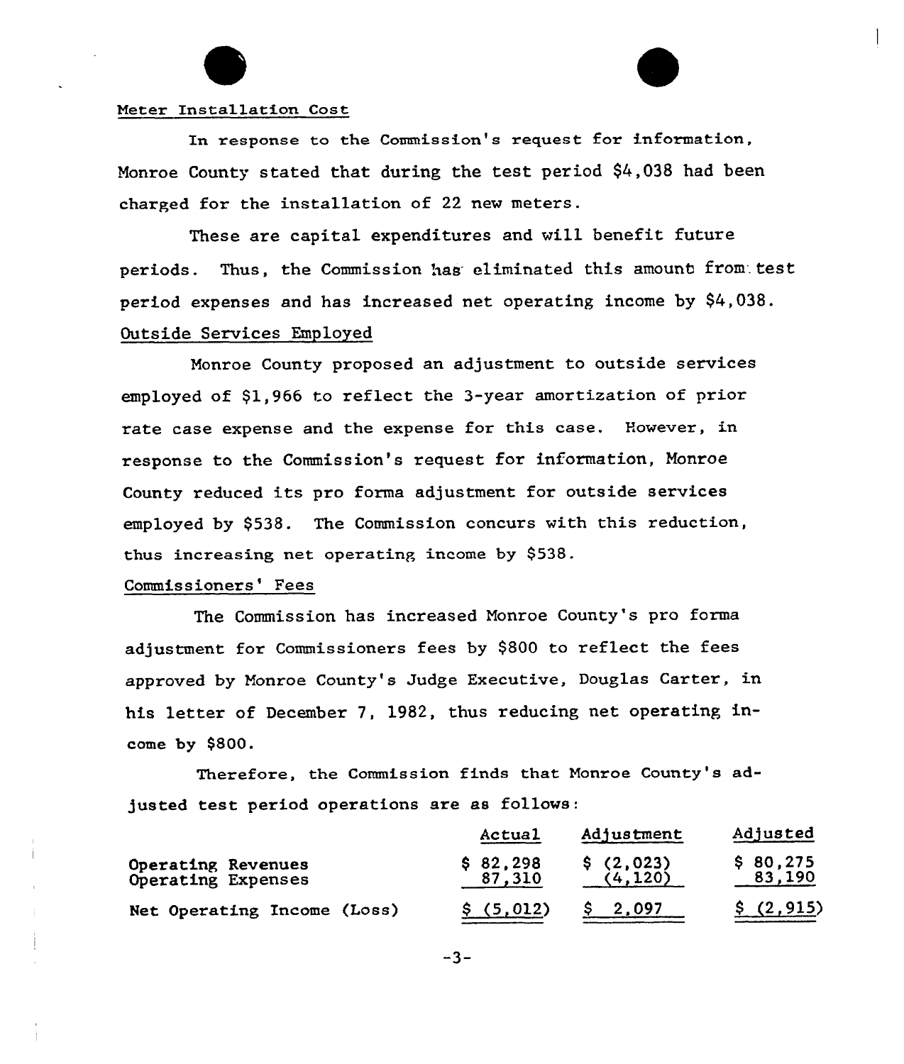Meter Installation Cost

In response to the Commission's request for information, Monroe County stated that during the test period $4,038 had been charged for the installation of 22 new meters.

These are capital expenditures and will benefit future periods. Thus, the Commission has eliminated this amount from test period expenses and has increased net operating income by $4,038.

Outside Services Employed

Monroe County proposed an adjustment to outside services employed of $1,966 to reflect the 3-year amortization of prior rate case expense and the expense for this case. However, in response to the Commission's request for information, Monroe County reduced its pro forma adjustment for outside services employed by $538. The Commission concurs with this reduction, thus increasing net operating income by $538.

Commissioners' Fees

The Commission has increased Monroe County's pro forma adjustment for Commissioners fees by $800 to reflect the fees approved by Monroe County's Judge Executive, Douglas Carter, in his letter of December 7, 1982, thus reducing net operating income by $800.

Therefore, the Commission finds that Monroe County's adjusted test period operations are as follows:

| | Actual | Adjustment | Adjusted |
|---|---|---|---|
| Operating Revenues | $ 82,298 | $ (2,023) | $ 80,275 |
| Operating Expenses | 87,310 | (4,120) | 83,190 |
| Net Operating Income (Loss) | $ (5,012) | $ 2,097 | $ (2,915) |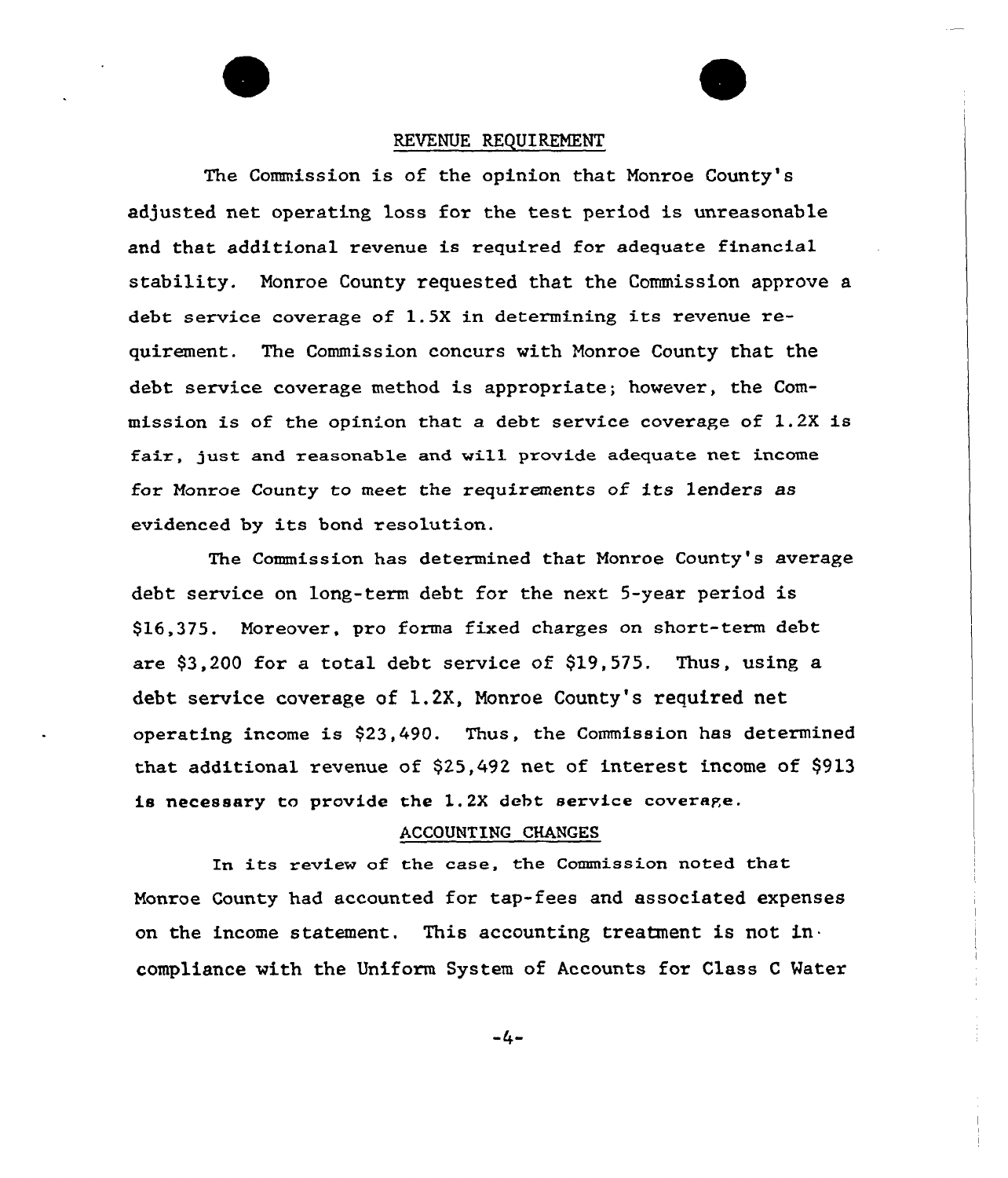## REVENUE REQUIREMENT

The Commission is of the opinion that Monroe County's adjusted net operating loss for the test period is unreasonable and that additional revenue is required for adequate financial stability. Monroe County requested that the Commission approve a debt service coverage of 1.5X in determining its revenue requirement. The Commission concurs with Monroe County that the debt service coverage method is appropriate; however, the Commission is of the opinion that a debt service coverage of 1.2X is fair, just and reasonable and will provide adequate net income for Monroe County to meet the requirements of its lenders as evidenced by its bond resolution.

The Commission has determined that Monroe County's average debt service on long-term debt for the next 5-year period is $16,375. Moreover, pro forma fixed charges on short-term debt are $3,200 for a total debt service of $19,575. Thus, using a debt service coverage of 1.2X, Monroe County's required net operating income is $23,490. Thus, the Commission has determined that additional revenue of $25,492 net of interest income of $913 is necessary to provide the 1.2X debt service coverage.

## ACCOUNTING CHANGES

In its review of the case, the Commission noted that Monroe County had accounted for tap-fees and associated expenses on the income statement. This accounting treatment is not in compliance with the Uniform System of Accounts for Class C Water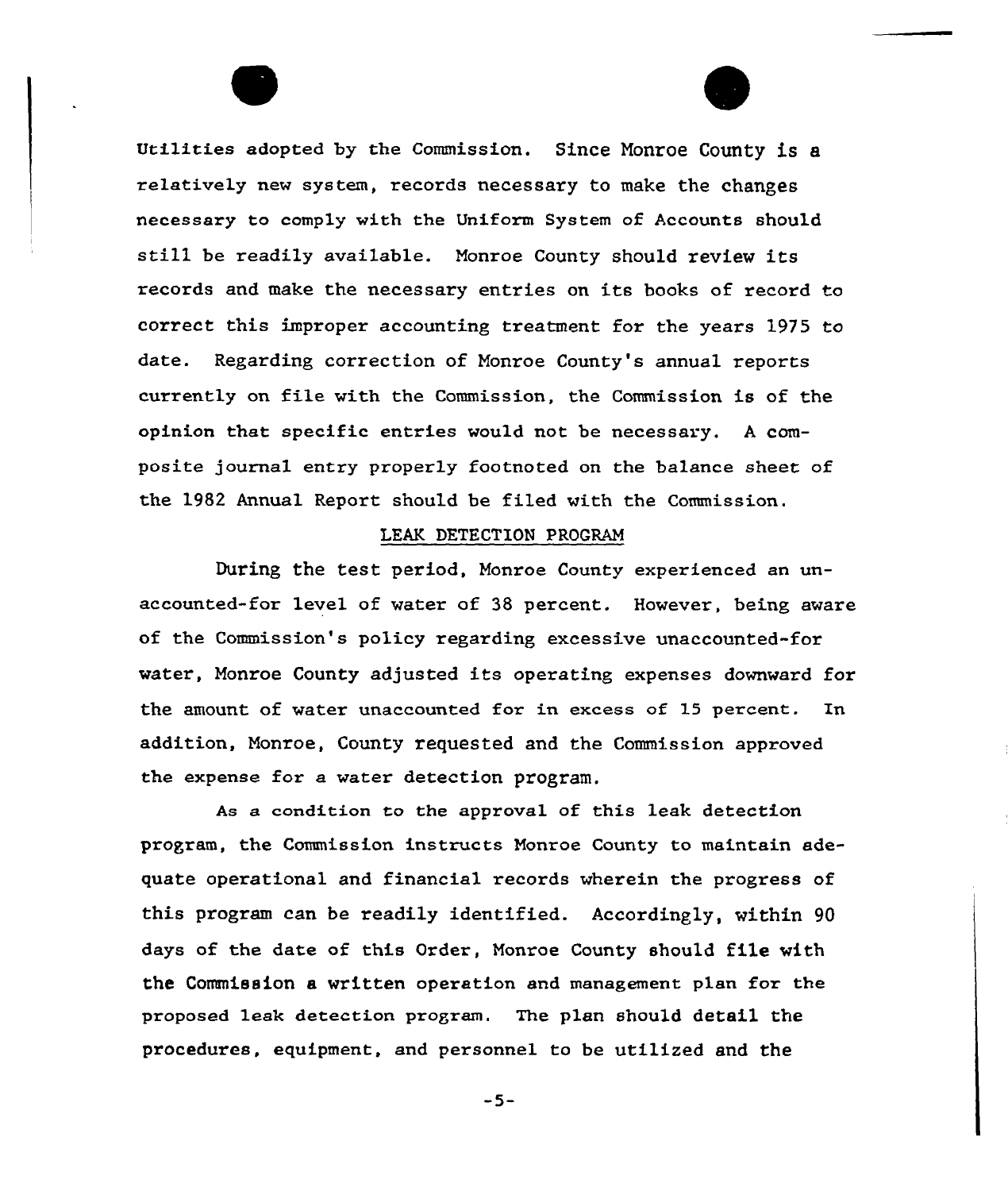Utilities adopted by the Commission. Since Monroe County is a relatively new system, records necessary to make the changes necessary to comply with the Uniform System of Accounts should still be readily available. Monroe County should review its records and make the necessary entries on its books of record to correct this improper accounting treatment for the years 1975 to date. Regarding correction of Monroe County's annual reports currently on file with the Commission, the Commission is of the opinion that specific entries would not be necessary. A composite journal entry properly footnoted on the balance sheet of the 1982 Annual Report should be filed with the Commission.

## LEAK DETECTION PROGRAM

During the test period, Monroe County experienced an unaccounted-for level of water of 38 percent. However, being aware of the Commission's policy regarding excessive unaccounted-for water, Monroe County adjusted its operating expenses downward for the amount of water unaccounted for in excess of 15 percent. In addition, Monroe, County requested and the Commission approved the expense for a water detection program.

As a condition to the approval of this leak detection program, the Commission instructs Monroe County to maintain adequate operational and financial records wherein the progress of this program can be readily identified. Accordingly, within 90 days of the date of this Order, Monroe County should file with the Commission a written operation and management plan for the proposed leak detection program. The plan should detail the procedures, equipment, and personnel to be utilized and the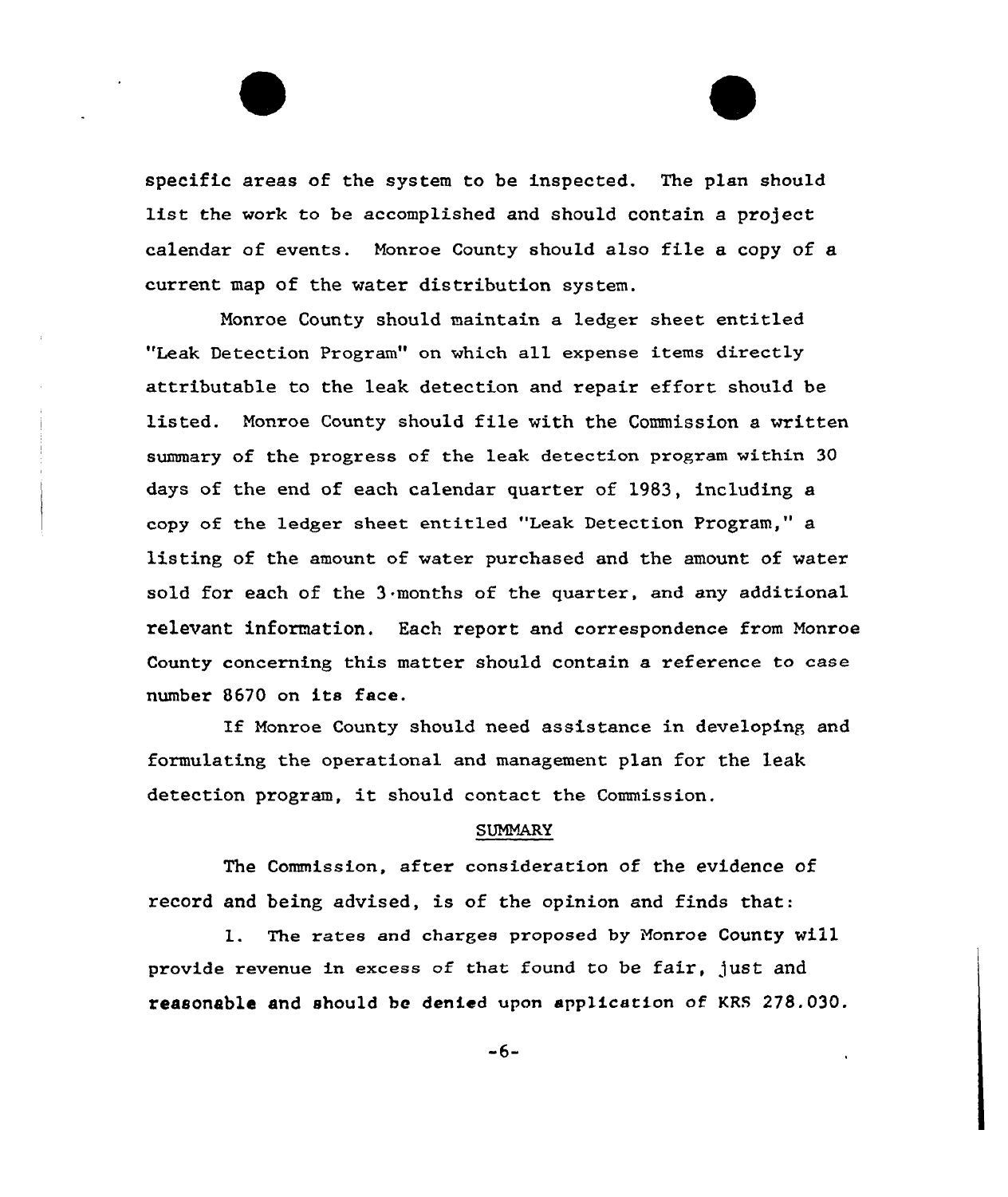specific areas of the system to be inspected. The plan should list the work to be accomplished and should contain a project calendar of events. Monroe County should also file a copy of a current map of the water distribution system.

Monroe County should maintain a ledger sheet entitled "Leak Detection Program" on which all expense items directly attributable to the leak detection and repair effort should be listed. Monroe County should file with the Commission a written summary of the progress of the leak detection program within 30 days of the end of each calendar quarter of 1983, including a copy of the ledger sheet entitled "Leak Detection Program," a listing of the amount of water purchased and the amount of water sold for each of the 3-months of the quarter, and any additional relevant information. Each report and correspondence from Monroe County concerning this matter should contain a reference to case number 8670 on its face.

If Monroe County should need assistance in developing and formulating the operational and management plan for the leak detection program, it should contact the Commission.

## SUMMARY

The Commission, after consideration of the evidence of record and being advised, is of the opinion and finds that:

1. The rates and charges proposed by Monroe County will provide revenue in excess of that found to be fair, just and reasonable and should be denied upon application of KRS 278.030.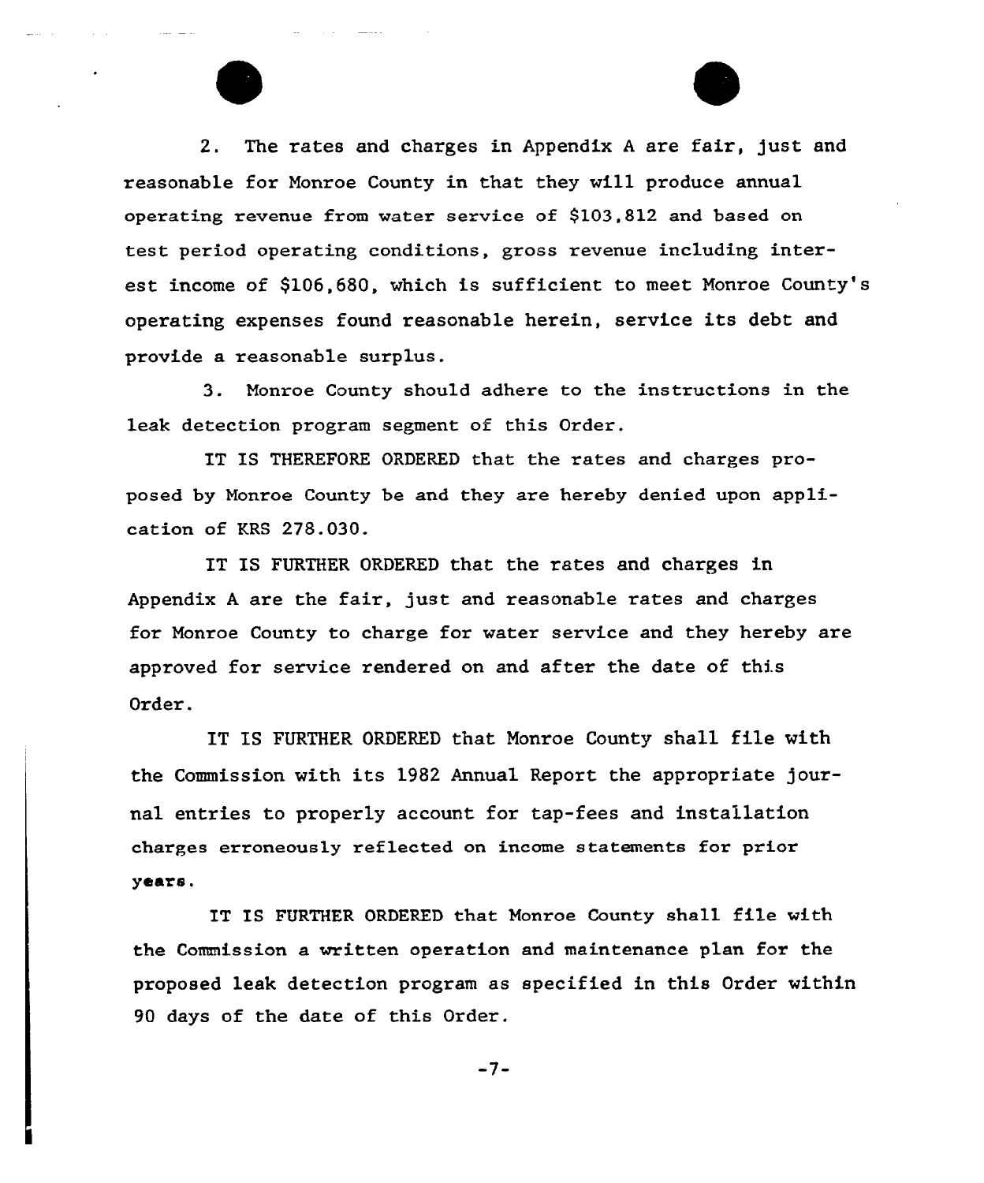2. The rates and charges in Appendix A are fair, just and reasonable for Monroe County in that they will produce annual operating revenue from water service of $103,812 and based on test period operating conditions, gross revenue including interest income of $106,680, which is sufficient to meet Monroe County's operating expenses found reasonable herein, service its debt and provide a reasonable surplus.

3. Monroe County should adhere to the instructions in the leak detection program segment of this Order.

IT IS THEREFORE ORDERED that the rates and charges proposed by Monroe County be and they are hereby denied upon application of KRS 278.030.

IT IS FURTHER ORDERED that the rates and charges in Appendix A are the fair, just and reasonable rates and charges for Monroe County to charge for water service and they hereby are approved for service rendered on and after the date of this Order.

IT IS FURTHER ORDERED that Monroe County shall file with the Commission with its 1982 Annual Report the appropriate journal entries to properly account for tap-fees and installation charges erroneously reflected on income statements for prior years.

IT IS FURTHER ORDERED that Monroe County shall file with the Commission a written operation and maintenance plan for the proposed leak detection program as specified in this Order within 90 days of the date of this Order.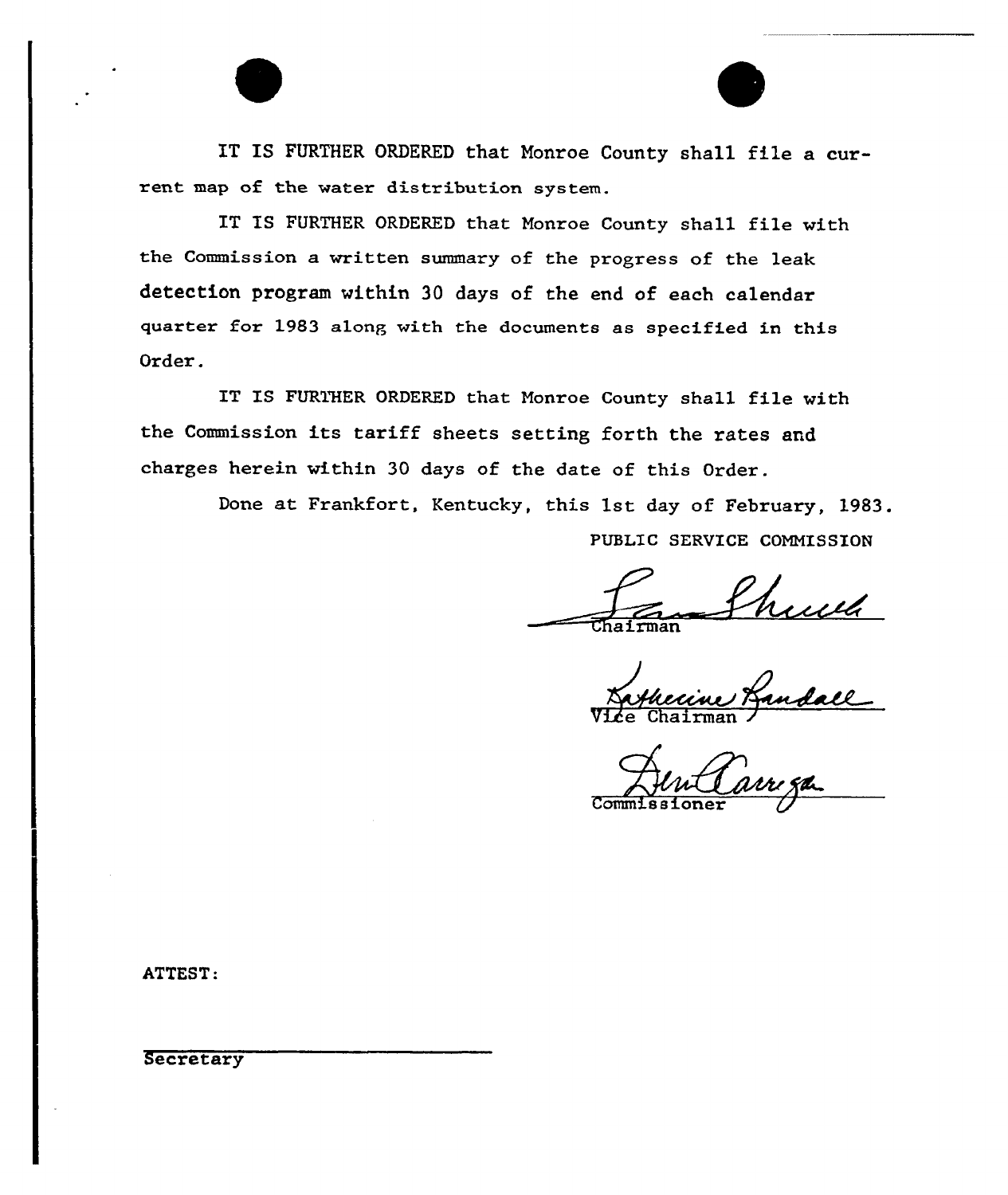IT IS FURTHER ORDERED that Monroe County shall file a current map of the water distribution system.

IT IS FURTHER ORDERED that Monroe County shall file with the Commission a written summary of the progress of the leak detection program within 30 days of the end of each calendar quarter for 1983 along with the documents as specified in this Order.

IT IS FURTHER ORDERED that Monroe County shall file with the Commission its tariff sheets setting forth the rates and charges herein within 30 days of the date of this Order.

Done at Frankfort, Kentucky, this 1st day of February, 1983.

PUBLIC SERVICE COMMISSION

Chairman

Vice Chairman

Commissioner

ATTEST:

Secretary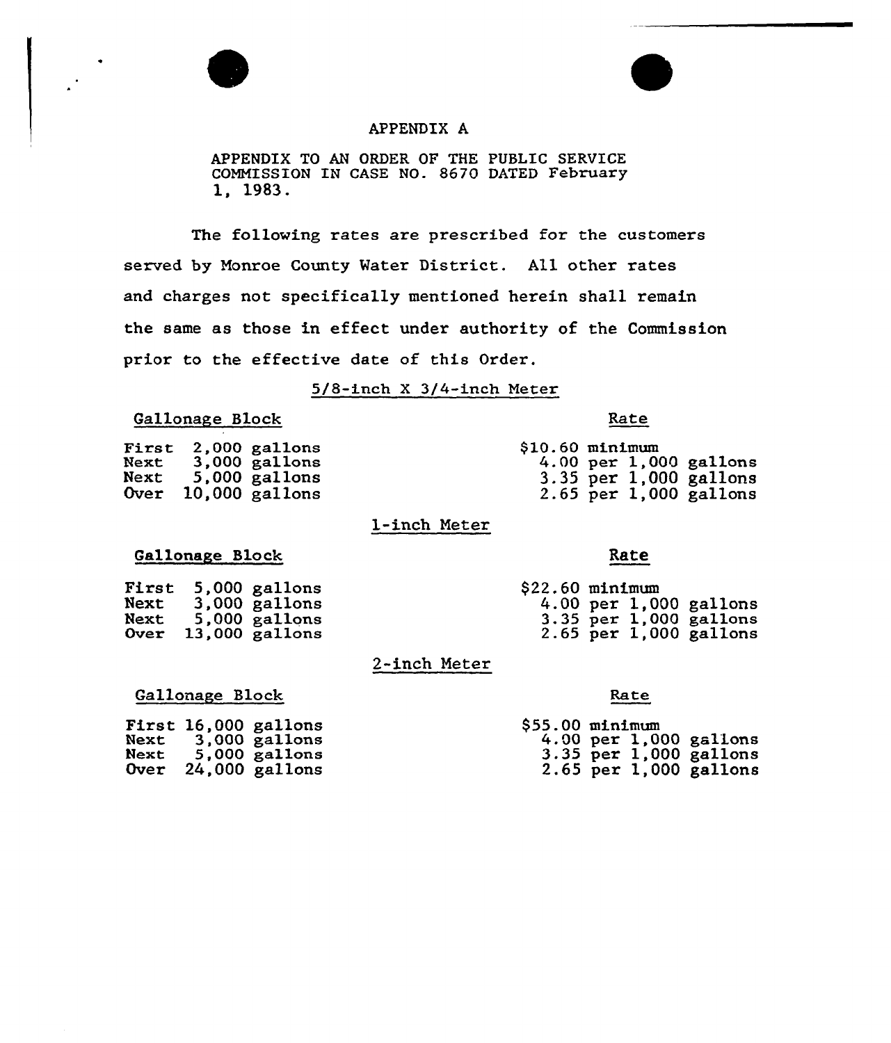# APPENDIX A

APPENDIX TO AN ORDER OF THE PUBLIC SERVICE COMMISSION IN CASE NO. 8670 DATED February 1, 1983.

The following rates are prescribed for the customers served by Monroe County Water District. All other rates and charges not specifically mentioned herein shall remain the same as those in effect under authority of the Commission prior to the effective date of this Order.

## 5/8-inch X 3/4-inch Meter

| Gallonage Block | Rate |
|---|---|
| First 2,000 gallons | $10.60 minimum |
| Next 3,000 gallons | 4.00 per 1,000 gallons |
| Next 5,000 gallons | 3.35 per 1,000 gallons |
| Over 10,000 gallons | 2.65 per 1,000 gallons |

## 1-inch Meter

| Gallonage Block | Rate |
|---|---|
| First 5,000 gallons | $22.60 minimum |
| Next 3,000 gallons | 4.00 per 1,000 gallons |
| Next 5,000 gallons | 3.35 per 1,000 gallons |
| Over 13,000 gallons | 2.65 per 1,000 gallons |

## 2-inch Meter

| Gallonage Block | Rate |
|---|---|
| First 16,000 gallons | $55.00 minimum |
| Next 3,000 gallons | 4.00 per 1,000 gallons |
| Next 5,000 gallons | 3.35 per 1,000 gallons |
| Over 24,000 gallons | 2.65 per 1,000 gallons |